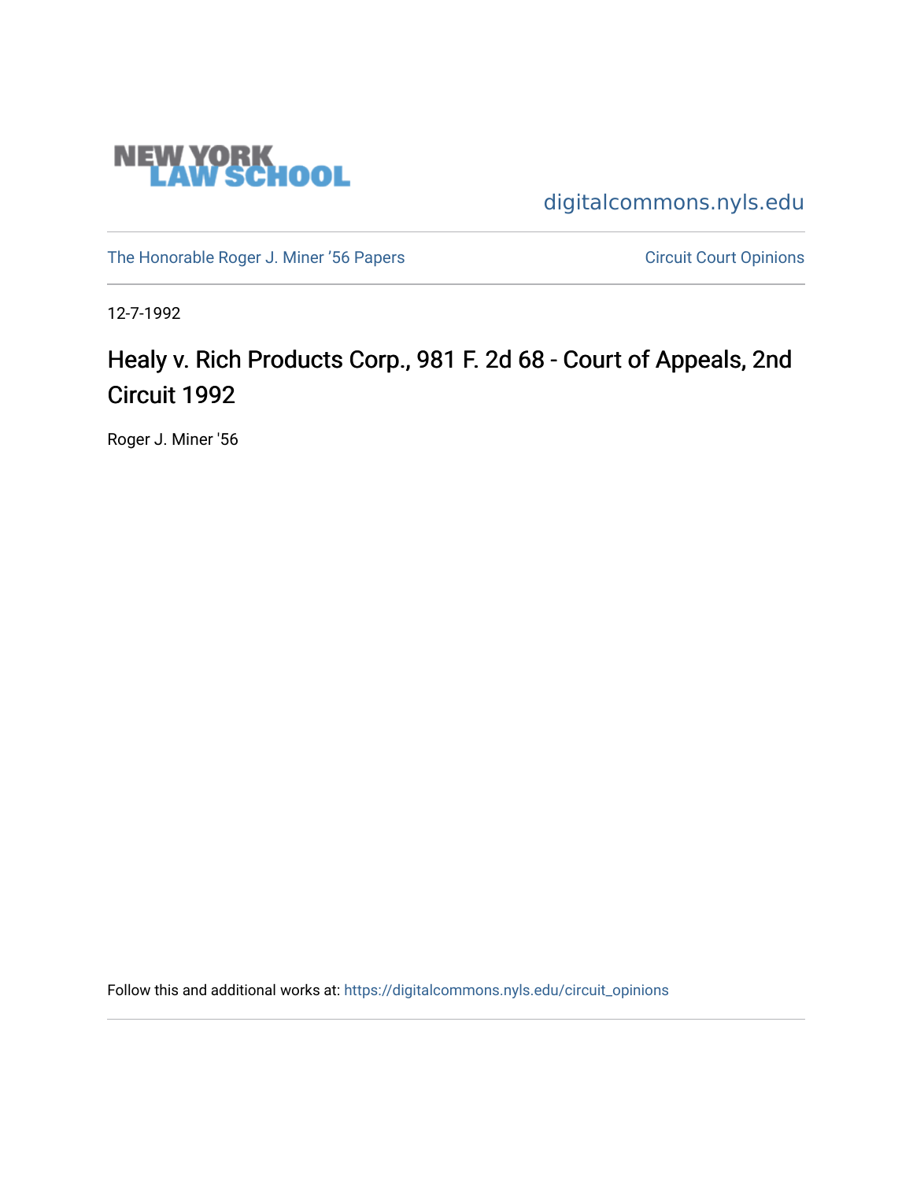NEW YORK LAW SCHOOL

digitalcommons.nyls.edu

The Honorable Roger J. Miner '56 Papers

Circuit Court Opinions

12-7-1992

# Healy v. Rich Products Corp., 981 F. 2d 68 - Court of Appeals, 2nd Circuit 1992

Roger J. Miner '56

Follow this and additional works at: https://digitalcommons.nyls.edu/circuit_opinions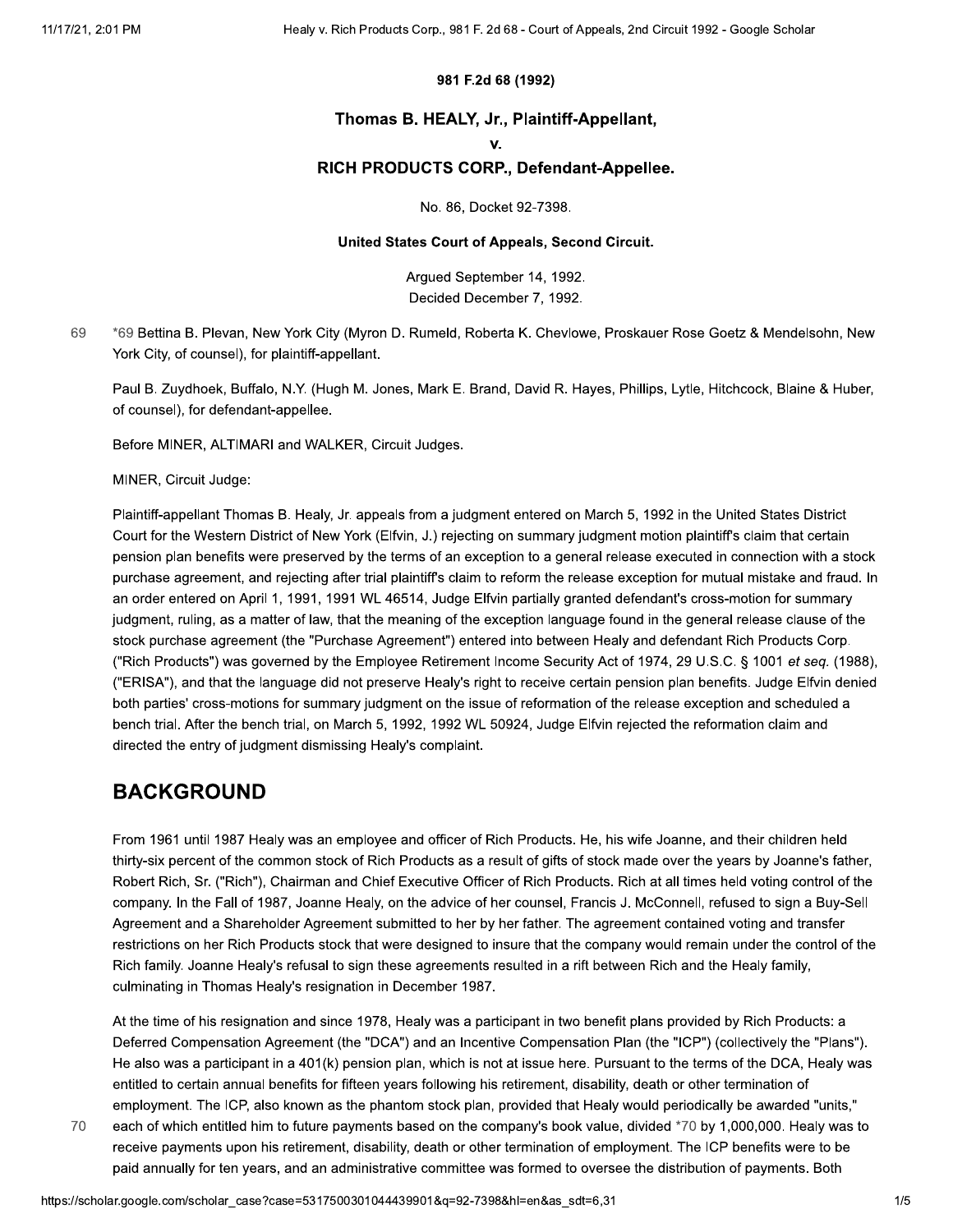**981 F.2d 68 (1992)**

**Thomas B. HEALY, Jr., Plaintiff-Appellant,**

**v.**

**RICH PRODUCTS CORP., Defendant-Appellee.**

No. 86, Docket 92-7398.

**United States Court of Appeals, Second Circuit.**

Argued September 14, 1992.
Decided December 7, 1992.

*69 Bettina B. Plevan, New York City (Myron D. Rumeld, Roberta K. Chevlowe, Proskauer Rose Goetz & Mendelsohn, New York City, of counsel), for plaintiff-appellant.

Paul B. Zuydhoek, Buffalo, N.Y. (Hugh M. Jones, Mark E. Brand, David R. Hayes, Phillips, Lytle, Hitchcock, Blaine & Huber, of counsel), for defendant-appellee.

Before MINER, ALTIMARI and WALKER, Circuit Judges.

MINER, Circuit Judge:

Plaintiff-appellant Thomas B. Healy, Jr. appeals from a judgment entered on March 5, 1992 in the United States District Court for the Western District of New York (Elfvin, J.) rejecting on summary judgment motion plaintiff's claim that certain pension plan benefits were preserved by the terms of an exception to a general release executed in connection with a stock purchase agreement, and rejecting after trial plaintiff's claim to reform the release exception for mutual mistake and fraud. In an order entered on April 1, 1991, 1991 WL 46514, Judge Elfvin partially granted defendant's cross-motion for summary judgment, ruling, as a matter of law, that the meaning of the exception language found in the general release clause of the stock purchase agreement (the "Purchase Agreement") entered into between Healy and defendant Rich Products Corp. ("Rich Products") was governed by the Employee Retirement Income Security Act of 1974, 29 U.S.C. § 1001 *et seq.* (1988), ("ERISA"), and that the language did not preserve Healy's right to receive certain pension plan benefits. Judge Elfvin denied both parties' cross-motions for summary judgment on the issue of reformation of the release exception and scheduled a bench trial. After the bench trial, on March 5, 1992, 1992 WL 50924, Judge Elfvin rejected the reformation claim and directed the entry of judgment dismissing Healy's complaint.

## BACKGROUND

From 1961 until 1987 Healy was an employee and officer of Rich Products. He, his wife Joanne, and their children held thirty-six percent of the common stock of Rich Products as a result of gifts of stock made over the years by Joanne's father, Robert Rich, Sr. ("Rich"), Chairman and Chief Executive Officer of Rich Products. Rich at all times held voting control of the company. In the Fall of 1987, Joanne Healy, on the advice of her counsel, Francis J. McConnell, refused to sign a Buy-Sell Agreement and a Shareholder Agreement submitted to her by her father. The agreement contained voting and transfer restrictions on her Rich Products stock that were designed to insure that the company would remain under the control of the Rich family. Joanne Healy's refusal to sign these agreements resulted in a rift between Rich and the Healy family, culminating in Thomas Healy's resignation in December 1987.

At the time of his resignation and since 1978, Healy was a participant in two benefit plans provided by Rich Products: a Deferred Compensation Agreement (the "DCA") and an Incentive Compensation Plan (the "ICP") (collectively the "Plans"). He also was a participant in a 401(k) pension plan, which is not at issue here. Pursuant to the terms of the DCA, Healy was entitled to certain annual benefits for fifteen years following his retirement, disability, death or other termination of employment. The ICP, also known as the phantom stock plan, provided that Healy would periodically be awarded "units," each of which entitled him to future payments based on the company's book value, divided *70 by 1,000,000. Healy was to receive payments upon his retirement, disability, death or other termination of employment. The ICP benefits were to be paid annually for ten years, and an administrative committee was formed to oversee the distribution of payments. Both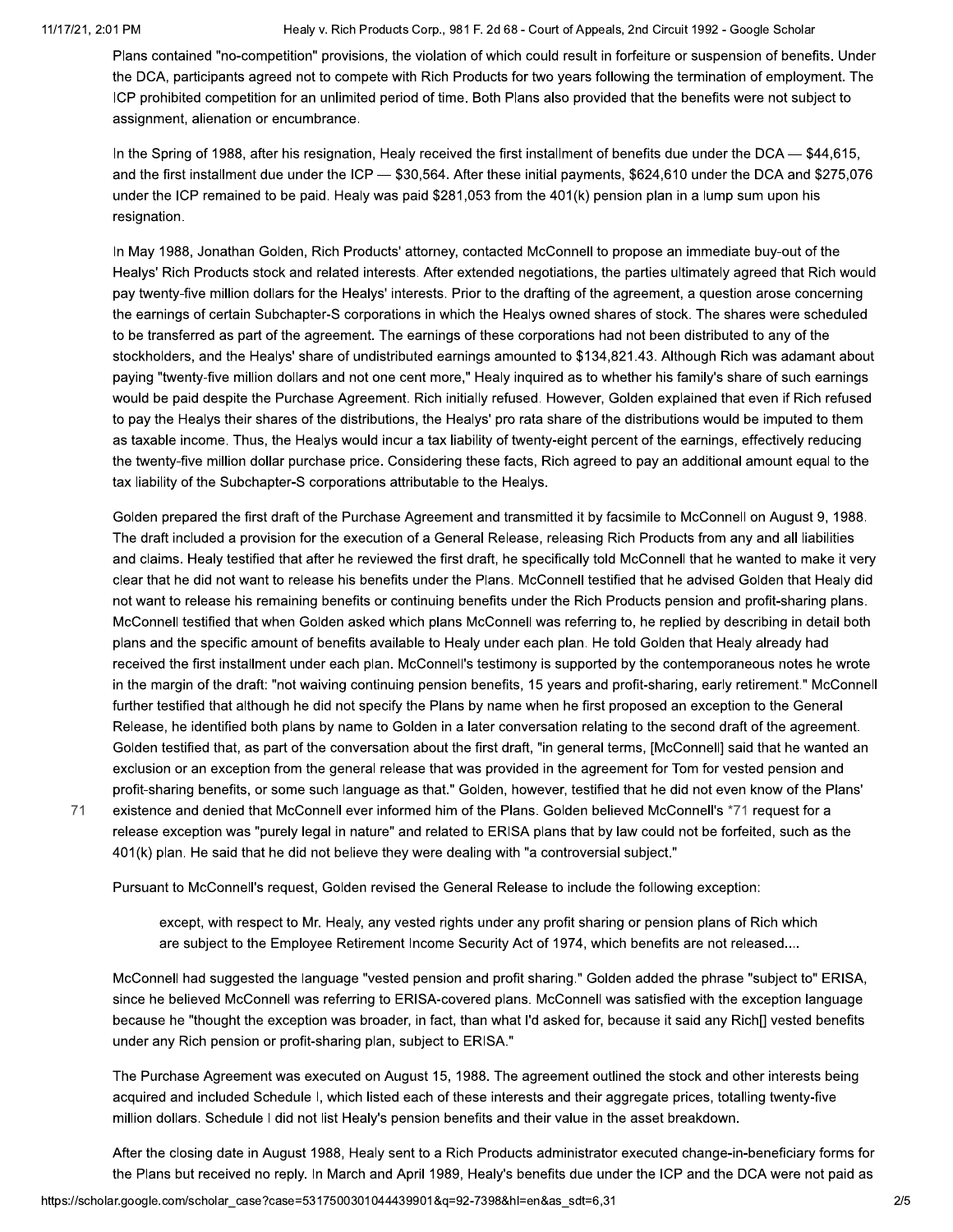Plans contained "no-competition" provisions, the violation of which could result in forfeiture or suspension of benefits. Under the DCA, participants agreed not to compete with Rich Products for two years following the termination of employment. The ICP prohibited competition for an unlimited period of time. Both Plans also provided that the benefits were not subject to assignment, alienation or encumbrance.

In the Spring of 1988, after his resignation, Healy received the first installment of benefits due under the DCA — $44,615, and the first installment due under the ICP — $30,564. After these initial payments, $624,610 under the DCA and $275,076 under the ICP remained to be paid. Healy was paid $281,053 from the 401(k) pension plan in a lump sum upon his resignation.

In May 1988, Jonathan Golden, Rich Products' attorney, contacted McConnell to propose an immediate buy-out of the Healys' Rich Products stock and related interests. After extended negotiations, the parties ultimately agreed that Rich would pay twenty-five million dollars for the Healys' interests. Prior to the drafting of the agreement, a question arose concerning the earnings of certain Subchapter-S corporations in which the Healys owned shares of stock. The shares were scheduled to be transferred as part of the agreement. The earnings of these corporations had not been distributed to any of the stockholders, and the Healys' share of undistributed earnings amounted to $134,821.43. Although Rich was adamant about paying "twenty-five million dollars and not one cent more," Healy inquired as to whether his family's share of such earnings would be paid despite the Purchase Agreement. Rich initially refused. However, Golden explained that even if Rich refused to pay the Healys their shares of the distributions, the Healys' pro rata share of the distributions would be imputed to them as taxable income. Thus, the Healys would incur a tax liability of twenty-eight percent of the earnings, effectively reducing the twenty-five million dollar purchase price. Considering these facts, Rich agreed to pay an additional amount equal to the tax liability of the Subchapter-S corporations attributable to the Healys.

Golden prepared the first draft of the Purchase Agreement and transmitted it by facsimile to McConnell on August 9, 1988. The draft included a provision for the execution of a General Release, releasing Rich Products from any and all liabilities and claims. Healy testified that after he reviewed the first draft, he specifically told McConnell that he wanted to make it very clear that he did not want to release his benefits under the Plans. McConnell testified that he advised Golden that Healy did not want to release his remaining benefits or continuing benefits under the Rich Products pension and profit-sharing plans. McConnell testified that when Golden asked which plans McConnell was referring to, he replied by describing in detail both plans and the specific amount of benefits available to Healy under each plan. He told Golden that Healy already had received the first installment under each plan. McConnell's testimony is supported by the contemporaneous notes he wrote in the margin of the draft: "not waiving continuing pension benefits, 15 years and profit-sharing, early retirement." McConnell further testified that although he did not specify the Plans by name when he first proposed an exception to the General Release, he identified both plans by name to Golden in a later conversation relating to the second draft of the agreement. Golden testified that, as part of the conversation about the first draft, "in general terms, [McConnell] said that he wanted an exclusion or an exception from the general release that was provided in the agreement for Tom for vested pension and profit-sharing benefits, or some such language as that." Golden, however, testified that he did not even know of the Plans' existence and denied that McConnell ever informed him of the Plans. Golden believed McConnell's *71 request for a release exception was "purely legal in nature" and related to ERISA plans that by law could not be forfeited, such as the 401(k) plan. He said that he did not believe they were dealing with "a controversial subject."

Pursuant to McConnell's request, Golden revised the General Release to include the following exception:

> except, with respect to Mr. Healy, any vested rights under any profit sharing or pension plans of Rich which are subject to the Employee Retirement Income Security Act of 1974, which benefits are not released....

McConnell had suggested the language "vested pension and profit sharing." Golden added the phrase "subject to" ERISA, since he believed McConnell was referring to ERISA-covered plans. McConnell was satisfied with the exception language because he "thought the exception was broader, in fact, than what I'd asked for, because it said any Rich[] vested benefits under any Rich pension or profit-sharing plan, subject to ERISA."

The Purchase Agreement was executed on August 15, 1988. The agreement outlined the stock and other interests being acquired and included Schedule I, which listed each of these interests and their aggregate prices, totalling twenty-five million dollars. Schedule I did not list Healy's pension benefits and their value in the asset breakdown.

After the closing date in August 1988, Healy sent to a Rich Products administrator executed change-in-beneficiary forms for the Plans but received no reply. In March and April 1989, Healy's benefits due under the ICP and the DCA were not paid as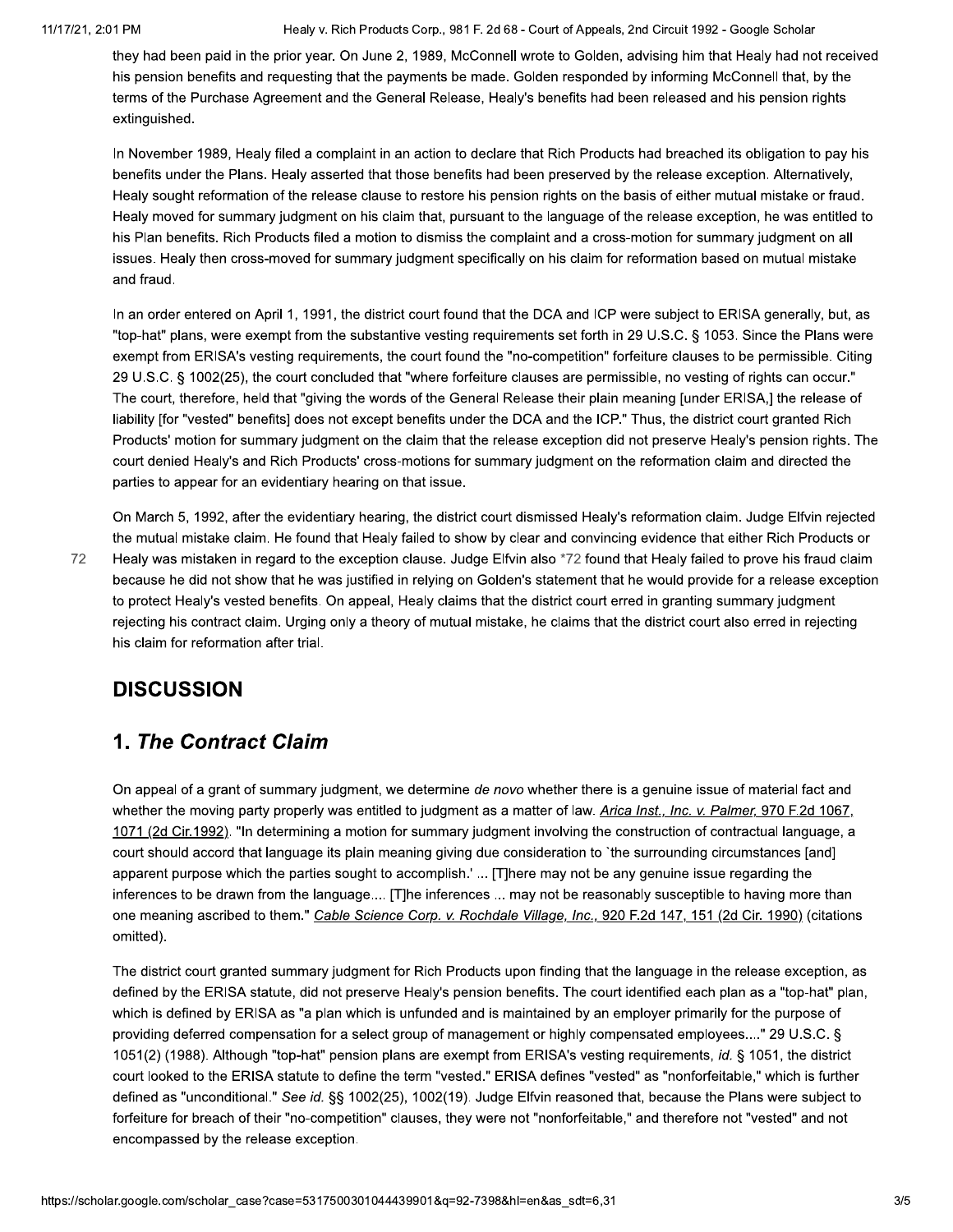they had been paid in the prior year. On June 2, 1989, McConnell wrote to Golden, advising him that Healy had not received his pension benefits and requesting that the payments be made. Golden responded by informing McConnell that, by the terms of the Purchase Agreement and the General Release, Healy's benefits had been released and his pension rights extinguished.

In November 1989, Healy filed a complaint in an action to declare that Rich Products had breached its obligation to pay his benefits under the Plans. Healy asserted that those benefits had been preserved by the release exception. Alternatively, Healy sought reformation of the release clause to restore his pension rights on the basis of either mutual mistake or fraud. Healy moved for summary judgment on his claim that, pursuant to the language of the release exception, he was entitled to his Plan benefits. Rich Products filed a motion to dismiss the complaint and a cross-motion for summary judgment on all issues. Healy then cross-moved for summary judgment specifically on his claim for reformation based on mutual mistake and fraud.

In an order entered on April 1, 1991, the district court found that the DCA and ICP were subject to ERISA generally, but, as "top-hat" plans, were exempt from the substantive vesting requirements set forth in 29 U.S.C. § 1053. Since the Plans were exempt from ERISA's vesting requirements, the court found the "no-competition" forfeiture clauses to be permissible. Citing 29 U.S.C. § 1002(25), the court concluded that "where forfeiture clauses are permissible, no vesting of rights can occur." The court, therefore, held that "giving the words of the General Release their plain meaning [under ERISA,] the release of liability [for "vested" benefits] does not except benefits under the DCA and the ICP." Thus, the district court granted Rich Products' motion for summary judgment on the claim that the release exception did not preserve Healy's pension rights. The court denied Healy's and Rich Products' cross-motions for summary judgment on the reformation claim and directed the parties to appear for an evidentiary hearing on that issue.

On March 5, 1992, after the evidentiary hearing, the district court dismissed Healy's reformation claim. Judge Elfvin rejected the mutual mistake claim. He found that Healy failed to show by clear and convincing evidence that either Rich Products or Healy was mistaken in regard to the exception clause. Judge Elfvin also *72 found that Healy failed to prove his fraud claim because he did not show that he was justified in relying on Golden's statement that he would provide for a release exception to protect Healy's vested benefits. On appeal, Healy claims that the district court erred in granting summary judgment rejecting his contract claim. Urging only a theory of mutual mistake, he claims that the district court also erred in rejecting his claim for reformation after trial.

## DISCUSSION

## 1. *The Contract Claim*

On appeal of a grant of summary judgment, we determine *de novo* whether there is a genuine issue of material fact and whether the moving party properly was entitled to judgment as a matter of law. *Arica Inst., Inc. v. Palmer,* 970 F.2d 1067, 1071 (2d Cir.1992). "In determining a motion for summary judgment involving the construction of contractual language, a court should accord that language its plain meaning giving due consideration to 'the surrounding circumstances [and] apparent purpose which the parties sought to accomplish.' ... [T]here may not be any genuine issue regarding the inferences to be drawn from the language.... [T]he inferences ... may not be reasonably susceptible to having more than one meaning ascribed to them." *Cable Science Corp. v. Rochdale Village, Inc.,* 920 F.2d 147, 151 (2d Cir. 1990) (citations omitted).

The district court granted summary judgment for Rich Products upon finding that the language in the release exception, as defined by the ERISA statute, did not preserve Healy's pension benefits. The court identified each plan as a "top-hat" plan, which is defined by ERISA as "a plan which is unfunded and is maintained by an employer primarily for the purpose of providing deferred compensation for a select group of management or highly compensated employees...." 29 U.S.C. § 1051(2) (1988). Although "top-hat" pension plans are exempt from ERISA's vesting requirements, *id.* § 1051, the district court looked to the ERISA statute to define the term "vested." ERISA defines "vested" as "nonforfeitable," which is further defined as "unconditional." *See id.* §§ 1002(25), 1002(19). Judge Elfvin reasoned that, because the Plans were subject to forfeiture for breach of their "no-competition" clauses, they were not "nonforfeitable," and therefore not "vested" and not encompassed by the release exception.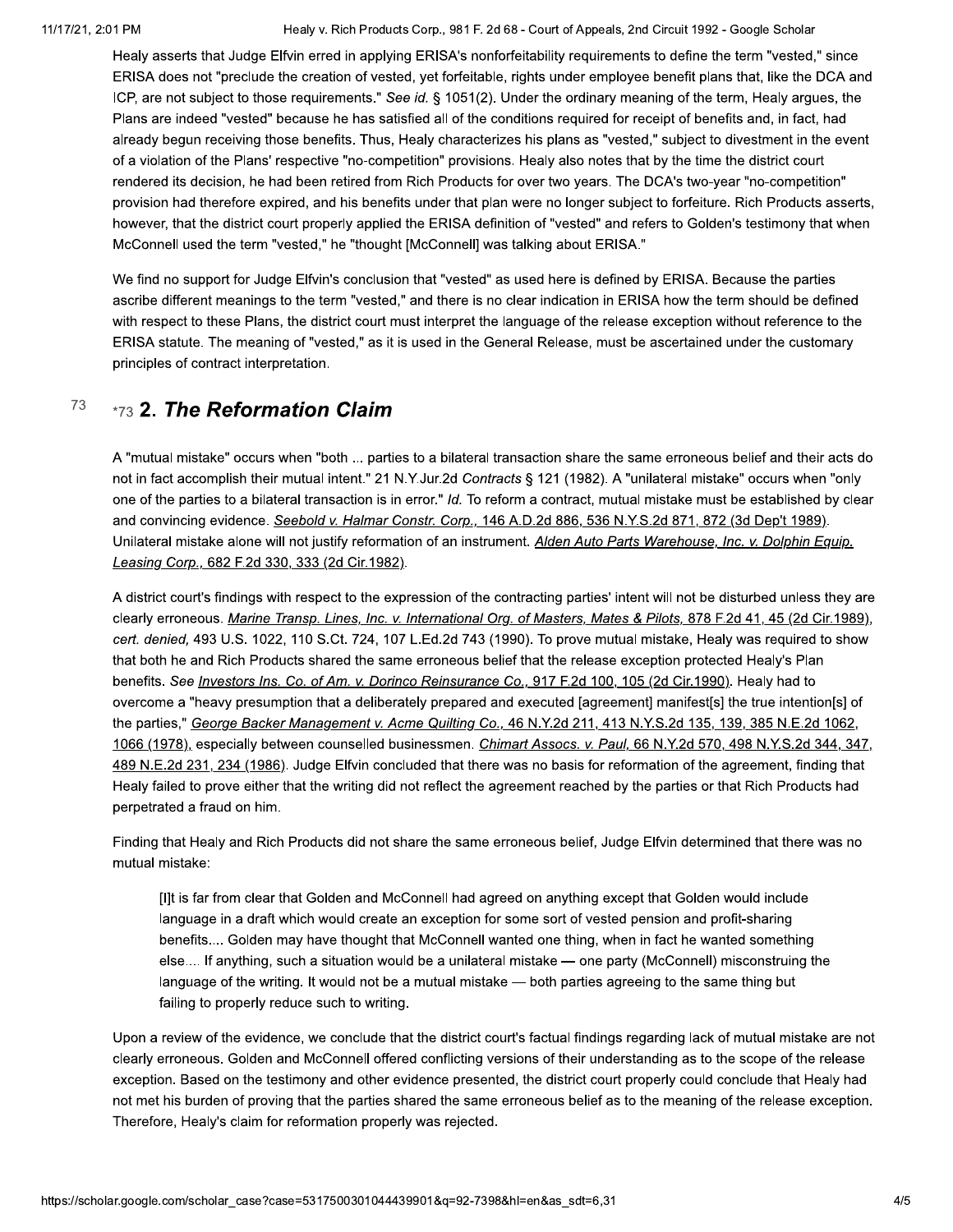Healy asserts that Judge Elfvin erred in applying ERISA's nonforfeitability requirements to define the term "vested," since ERISA does not "preclude the creation of vested, yet forfeitable, rights under employee benefit plans that, like the DCA and ICP, are not subject to those requirements." *See id.* § 1051(2). Under the ordinary meaning of the term, Healy argues, the Plans are indeed "vested" because he has satisfied all of the conditions required for receipt of benefits and, in fact, had already begun receiving those benefits. Thus, Healy characterizes his plans as "vested," subject to divestment in the event of a violation of the Plans' respective "no-competition" provisions. Healy also notes that by the time the district court rendered its decision, he had been retired from Rich Products for over two years. The DCA's two-year "no-competition" provision had therefore expired, and his benefits under that plan were no longer subject to forfeiture. Rich Products asserts, however, that the district court properly applied the ERISA definition of "vested" and refers to Golden's testimony that when McConnell used the term "vested," he "thought [McConnell] was talking about ERISA."

We find no support for Judge Elfvin's conclusion that "vested" as used here is defined by ERISA. Because the parties ascribe different meanings to the term "vested," and there is no clear indication in ERISA how the term should be defined with respect to these Plans, the district court must interpret the language of the release exception without reference to the ERISA statute. The meaning of "vested," as it is used in the General Release, must be ascertained under the customary principles of contract interpretation.

73

## *73 2. *The Reformation Claim*

A "mutual mistake" occurs when "both ... parties to a bilateral transaction share the same erroneous belief and their acts do not in fact accomplish their mutual intent." 21 N.Y.Jur.2d *Contracts* § 121 (1982). A "unilateral mistake" occurs when "only one of the parties to a bilateral transaction is in error." *Id.* To reform a contract, mutual mistake must be established by clear and convincing evidence. *Seebold v. Halmar Constr. Corp.,* 146 A.D.2d 886, 536 N.Y.S.2d 871, 872 (3d Dep't 1989). Unilateral mistake alone will not justify reformation of an instrument. *Alden Auto Parts Warehouse, Inc. v. Dolphin Equip. Leasing Corp.,* 682 F.2d 330, 333 (2d Cir.1982).

A district court's findings with respect to the expression of the contracting parties' intent will not be disturbed unless they are clearly erroneous. *Marine Transp. Lines, Inc. v. International Org. of Masters, Mates & Pilots,* 878 F.2d 41, 45 (2d Cir.1989), *cert. denied,* 493 U.S. 1022, 110 S.Ct. 724, 107 L.Ed.2d 743 (1990). To prove mutual mistake, Healy was required to show that both he and Rich Products shared the same erroneous belief that the release exception protected Healy's Plan benefits. *See Investors Ins. Co. of Am. v. Dorinco Reinsurance Co.,* 917 F.2d 100, 105 (2d Cir.1990). Healy had to overcome a "heavy presumption that a deliberately prepared and executed [agreement] manifest[s] the true intention[s] of the parties," *George Backer Management v. Acme Quilting Co.,* 46 N.Y.2d 211, 413 N.Y.S.2d 135, 139, 385 N.E.2d 1062, 1066 (1978), especially between counselled businessmen. *Chimart Assocs. v. Paul,* 66 N.Y.2d 570, 498 N.Y.S.2d 344, 347, 489 N.E.2d 231, 234 (1986). Judge Elfvin concluded that there was no basis for reformation of the agreement, finding that Healy failed to prove either that the writing did not reflect the agreement reached by the parties or that Rich Products had perpetrated a fraud on him.

Finding that Healy and Rich Products did not share the same erroneous belief, Judge Elfvin determined that there was no mutual mistake:

> [I]t is far from clear that Golden and McConnell had agreed on anything except that Golden would include language in a draft which would create an exception for some sort of vested pension and profit-sharing benefits.... Golden may have thought that McConnell wanted one thing, when in fact he wanted something else.... If anything, such a situation would be a unilateral mistake — one party (McConnell) misconstruing the language of the writing. It would not be a mutual mistake — both parties agreeing to the same thing but failing to properly reduce such to writing.

Upon a review of the evidence, we conclude that the district court's factual findings regarding lack of mutual mistake are not clearly erroneous. Golden and McConnell offered conflicting versions of their understanding as to the scope of the release exception. Based on the testimony and other evidence presented, the district court properly could conclude that Healy had not met his burden of proving that the parties shared the same erroneous belief as to the meaning of the release exception. Therefore, Healy's claim for reformation properly was rejected.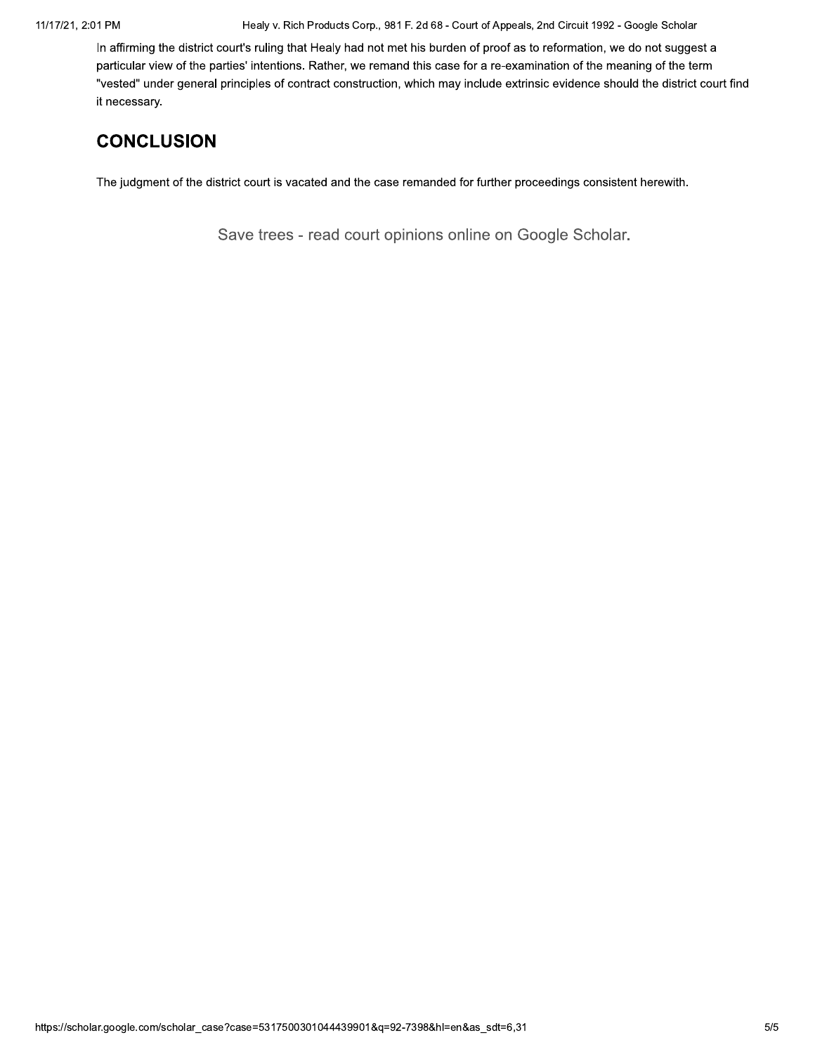In affirming the district court's ruling that Healy had not met his burden of proof as to reformation, we do not suggest a particular view of the parties' intentions. Rather, we remand this case for a re-examination of the meaning of the term "vested" under general principles of contract construction, which may include extrinsic evidence should the district court find it necessary.

## CONCLUSION

The judgment of the district court is vacated and the case remanded for further proceedings consistent herewith.

Save trees - read court opinions online on Google Scholar.